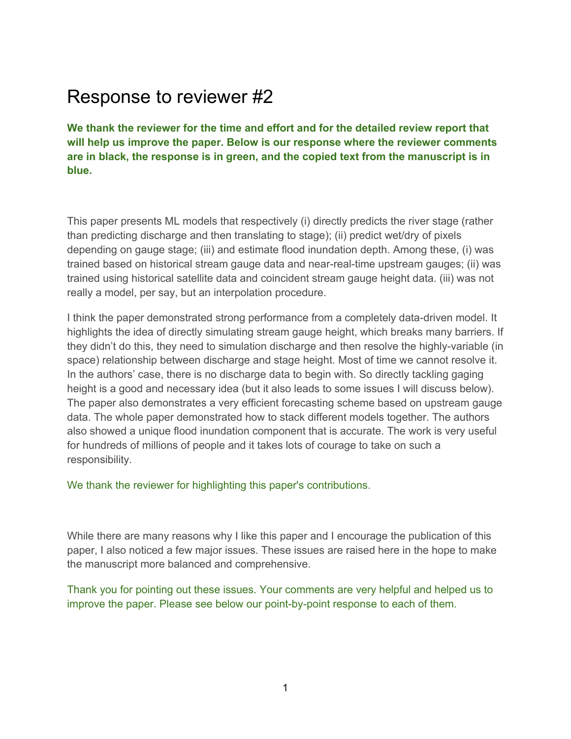# Response to reviewer #2

**We thank the reviewer for the time and effort and for the detailed review report that will help us improve the paper. Below is our response where the reviewer comments are in black, the response is in green, and the copied text from the manuscript is in blue.**

This paper presents ML models that respectively (i) directly predicts the river stage (rather than predicting discharge and then translating to stage); (ii) predict wet/dry of pixels depending on gauge stage; (iii) and estimate flood inundation depth. Among these, (i) was trained based on historical stream gauge data and near-real-time upstream gauges; (ii) was trained using historical satellite data and coincident stream gauge height data. (iii) was not really a model, per say, but an interpolation procedure.

I think the paper demonstrated strong performance from a completely data-driven model. It highlights the idea of directly simulating stream gauge height, which breaks many barriers. If they didn't do this, they need to simulation discharge and then resolve the highly-variable (in space) relationship between discharge and stage height. Most of time we cannot resolve it. In the authors' case, there is no discharge data to begin with. So directly tackling gaging height is a good and necessary idea (but it also leads to some issues I will discuss below). The paper also demonstrates a very efficient forecasting scheme based on upstream gauge data. The whole paper demonstrated how to stack different models together. The authors also showed a unique flood inundation component that is accurate. The work is very useful for hundreds of millions of people and it takes lots of courage to take on such a responsibility.

We thank the reviewer for highlighting this paper's contributions.

While there are many reasons why I like this paper and I encourage the publication of this paper, I also noticed a few major issues. These issues are raised here in the hope to make the manuscript more balanced and comprehensive.

Thank you for pointing out these issues. Your comments are very helpful and helped us to improve the paper. Please see below our point-by-point response to each of them.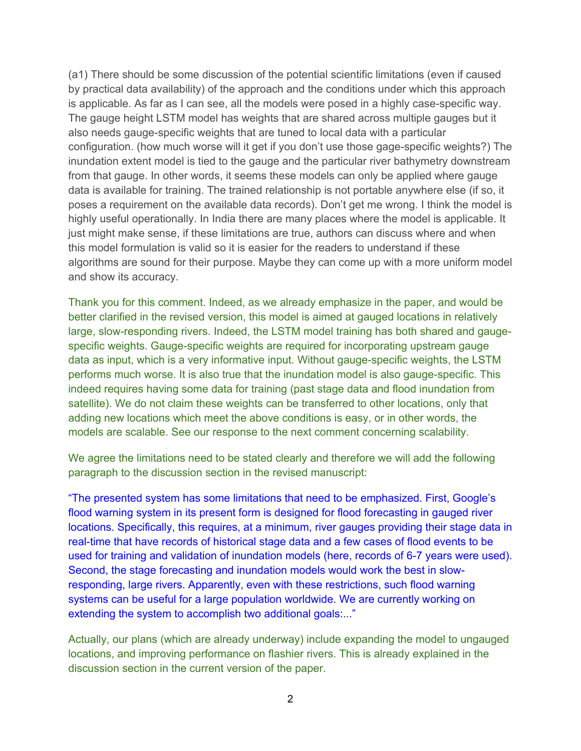(a1) There should be some discussion of the potential scientific limitations (even if caused by practical data availability) of the approach and the conditions under which this approach is applicable. As far as I can see, all the models were posed in a highly case-specific way. The gauge height LSTM model has weights that are shared across multiple gauges but it also needs gauge-specific weights that are tuned to local data with a particular configuration. (how much worse will it get if you don't use those gage-specific weights?) The inundation extent model is tied to the gauge and the particular river bathymetry downstream from that gauge. In other words, it seems these models can only be applied where gauge data is available for training. The trained relationship is not portable anywhere else (if so, it poses a requirement on the available data records). Don't get me wrong. I think the model is highly useful operationally. In India there are many places where the model is applicable. It just might make sense, if these limitations are true, authors can discuss where and when this model formulation is valid so it is easier for the readers to understand if these algorithms are sound for their purpose. Maybe they can come up with a more uniform model and show its accuracy.

Thank you for this comment. Indeed, as we already emphasize in the paper, and would be better clarified in the revised version, this model is aimed at gauged locations in relatively large, slow-responding rivers. Indeed, the LSTM model training has both shared and gauge-specific weights. Gauge-specific weights are required for incorporating upstream gauge data as input, which is a very informative input. Without gauge-specific weights, the LSTM performs much worse. It is also true that the inundation model is also gauge-specific. This indeed requires having some data for training (past stage data and flood inundation from satellite). We do not claim these weights can be transferred to other locations, only that adding new locations which meet the above conditions is easy, or in other words, the models are scalable. See our response to the next comment concerning scalability.

We agree the limitations need to be stated clearly and therefore we will add the following paragraph to the discussion section in the revised manuscript:

"The presented system has some limitations that need to be emphasized. First, Google's flood warning system in its present form is designed for flood forecasting in gauged river locations. Specifically, this requires, at a minimum, river gauges providing their stage data in real-time that have records of historical stage data and a few cases of flood events to be used for training and validation of inundation models (here, records of 6-7 years were used). Second, the stage forecasting and inundation models would work the best in slow-responding, large rivers. Apparently, even with these restrictions, such flood warning systems can be useful for a large population worldwide. We are currently working on extending the system to accomplish two additional goals:..."

Actually, our plans (which are already underway) include expanding the model to ungauged locations, and improving performance on flashier rivers. This is already explained in the discussion section in the current version of the paper.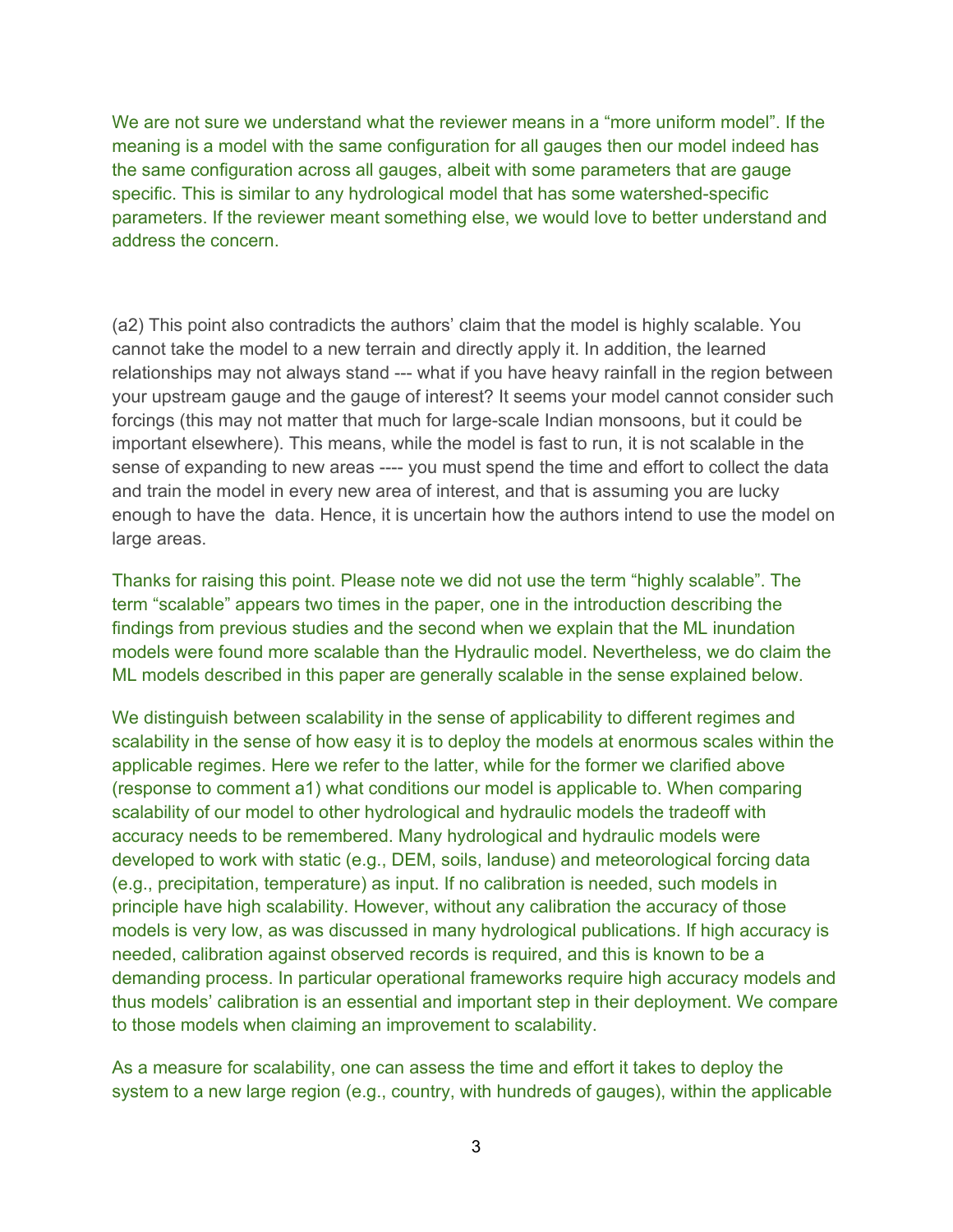We are not sure we understand what the reviewer means in a “more uniform model”. If the meaning is a model with the same configuration for all gauges then our model indeed has the same configuration across all gauges, albeit with some parameters that are gauge specific. This is similar to any hydrological model that has some watershed-specific parameters. If the reviewer meant something else, we would love to better understand and address the concern.

(a2) This point also contradicts the authors’ claim that the model is highly scalable. You cannot take the model to a new terrain and directly apply it. In addition, the learned relationships may not always stand --- what if you have heavy rainfall in the region between your upstream gauge and the gauge of interest? It seems your model cannot consider such forcings (this may not matter that much for large-scale Indian monsoons, but it could be important elsewhere). This means, while the model is fast to run, it is not scalable in the sense of expanding to new areas ---- you must spend the time and effort to collect the data and train the model in every new area of interest, and that is assuming you are lucky enough to have the  data. Hence, it is uncertain how the authors intend to use the model on large areas.

Thanks for raising this point. Please note we did not use the term “highly scalable”. The term “scalable” appears two times in the paper, one in the introduction describing the findings from previous studies and the second when we explain that the ML inundation models were found more scalable than the Hydraulic model. Nevertheless, we do claim the ML models described in this paper are generally scalable in the sense explained below.

We distinguish between scalability in the sense of applicability to different regimes and scalability in the sense of how easy it is to deploy the models at enormous scales within the applicable regimes. Here we refer to the latter, while for the former we clarified above (response to comment a1) what conditions our model is applicable to. When comparing scalability of our model to other hydrological and hydraulic models the tradeoff with accuracy needs to be remembered. Many hydrological and hydraulic models were developed to work with static (e.g., DEM, soils, landuse) and meteorological forcing data (e.g., precipitation, temperature) as input. If no calibration is needed, such models in principle have high scalability. However, without any calibration the accuracy of those models is very low, as was discussed in many hydrological publications. If high accuracy is needed, calibration against observed records is required, and this is known to be a demanding process. In particular operational frameworks require high accuracy models and thus models’ calibration is an essential and important step in their deployment. We compare to those models when claiming an improvement to scalability.

As a measure for scalability, one can assess the time and effort it takes to deploy the system to a new large region (e.g., country, with hundreds of gauges), within the applicable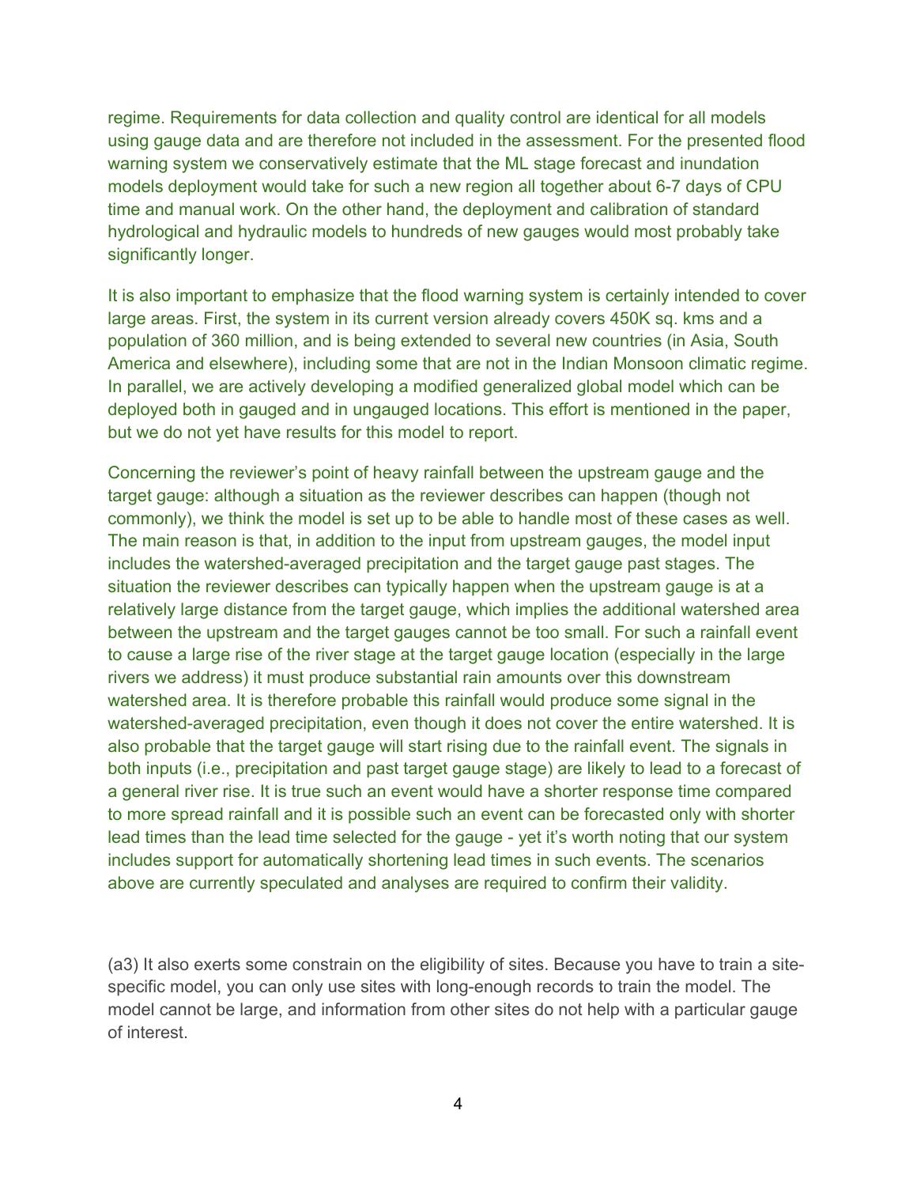regime. Requirements for data collection and quality control are identical for all models using gauge data and are therefore not included in the assessment. For the presented flood warning system we conservatively estimate that the ML stage forecast and inundation models deployment would take for such a new region all together about 6-7 days of CPU time and manual work. On the other hand, the deployment and calibration of standard hydrological and hydraulic models to hundreds of new gauges would most probably take significantly longer.

It is also important to emphasize that the flood warning system is certainly intended to cover large areas. First, the system in its current version already covers 450K sq. kms and a population of 360 million, and is being extended to several new countries (in Asia, South America and elsewhere), including some that are not in the Indian Monsoon climatic regime. In parallel, we are actively developing a modified generalized global model which can be deployed both in gauged and in ungauged locations. This effort is mentioned in the paper, but we do not yet have results for this model to report.

Concerning the reviewer's point of heavy rainfall between the upstream gauge and the target gauge: although a situation as the reviewer describes can happen (though not commonly), we think the model is set up to be able to handle most of these cases as well. The main reason is that, in addition to the input from upstream gauges, the model input includes the watershed-averaged precipitation and the target gauge past stages. The situation the reviewer describes can typically happen when the upstream gauge is at a relatively large distance from the target gauge, which implies the additional watershed area between the upstream and the target gauges cannot be too small. For such a rainfall event to cause a large rise of the river stage at the target gauge location (especially in the large rivers we address) it must produce substantial rain amounts over this downstream watershed area. It is therefore probable this rainfall would produce some signal in the watershed-averaged precipitation, even though it does not cover the entire watershed. It is also probable that the target gauge will start rising due to the rainfall event. The signals in both inputs (i.e., precipitation and past target gauge stage) are likely to lead to a forecast of a general river rise. It is true such an event would have a shorter response time compared to more spread rainfall and it is possible such an event can be forecasted only with shorter lead times than the lead time selected for the gauge - yet it's worth noting that our system includes support for automatically shortening lead times in such events. The scenarios above are currently speculated and analyses are required to confirm their validity.

(a3) It also exerts some constrain on the eligibility of sites. Because you have to train a site-specific model, you can only use sites with long-enough records to train the model. The model cannot be large, and information from other sites do not help with a particular gauge of interest.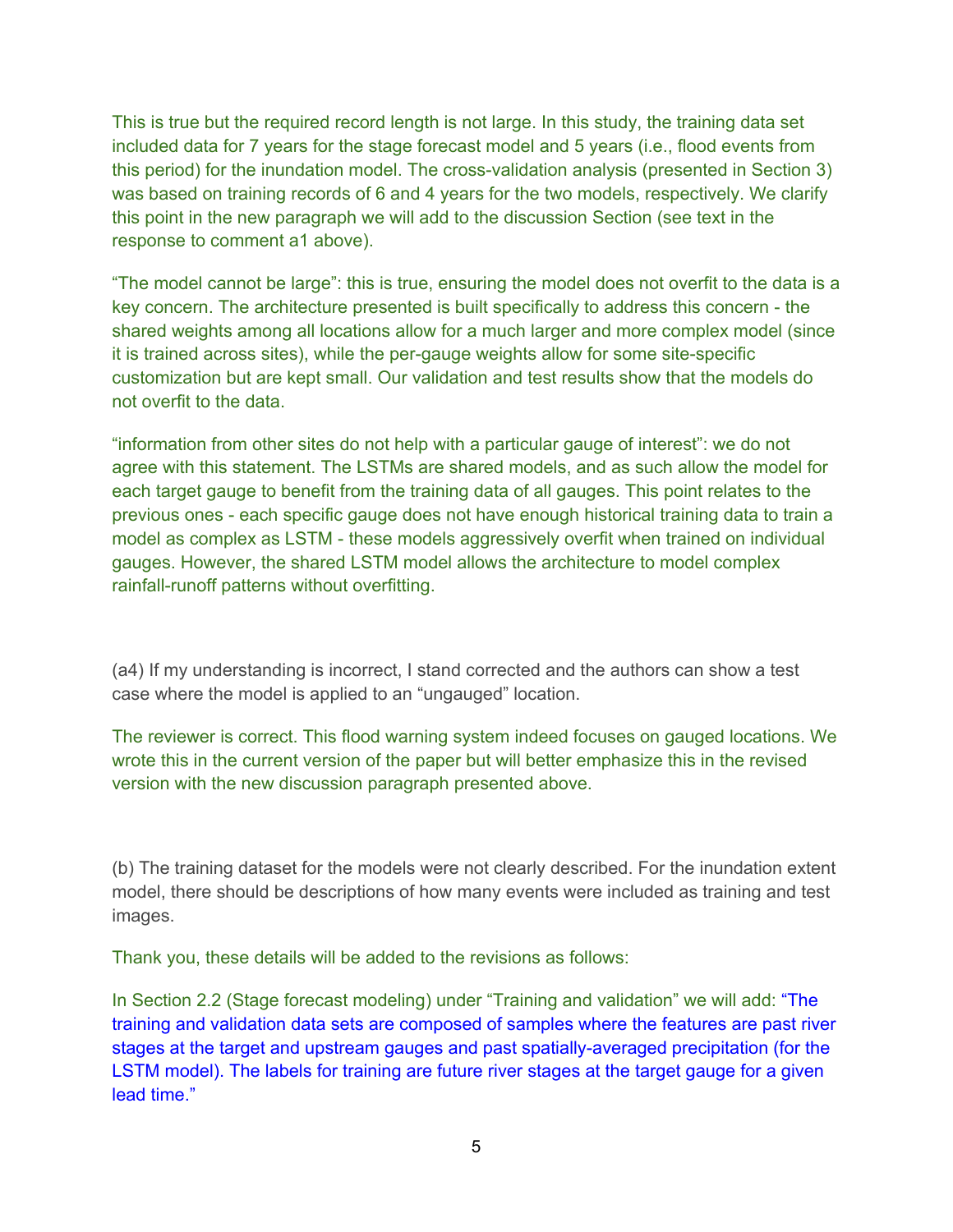This is true but the required record length is not large. In this study, the training data set included data for 7 years for the stage forecast model and 5 years (i.e., flood events from this period) for the inundation model. The cross-validation analysis (presented in Section 3) was based on training records of 6 and 4 years for the two models, respectively. We clarify this point in the new paragraph we will add to the discussion Section (see text in the response to comment a1 above).

"The model cannot be large": this is true, ensuring the model does not overfit to the data is a key concern. The architecture presented is built specifically to address this concern - the shared weights among all locations allow for a much larger and more complex model (since it is trained across sites), while the per-gauge weights allow for some site-specific customization but are kept small. Our validation and test results show that the models do not overfit to the data.

"information from other sites do not help with a particular gauge of interest": we do not agree with this statement. The LSTMs are shared models, and as such allow the model for each target gauge to benefit from the training data of all gauges. This point relates to the previous ones - each specific gauge does not have enough historical training data to train a model as complex as LSTM - these models aggressively overfit when trained on individual gauges. However, the shared LSTM model allows the architecture to model complex rainfall-runoff patterns without overfitting.

(a4) If my understanding is incorrect, I stand corrected and the authors can show a test case where the model is applied to an "ungauged" location.

The reviewer is correct. This flood warning system indeed focuses on gauged locations. We wrote this in the current version of the paper but will better emphasize this in the revised version with the new discussion paragraph presented above.

(b) The training dataset for the models were not clearly described. For the inundation extent model, there should be descriptions of how many events were included as training and test images.

Thank you, these details will be added to the revisions as follows:

In Section 2.2 (Stage forecast modeling) under "Training and validation" we will add: "The training and validation data sets are composed of samples where the features are past river stages at the target and upstream gauges and past spatially-averaged precipitation (for the LSTM model). The labels for training are future river stages at the target gauge for a given lead time."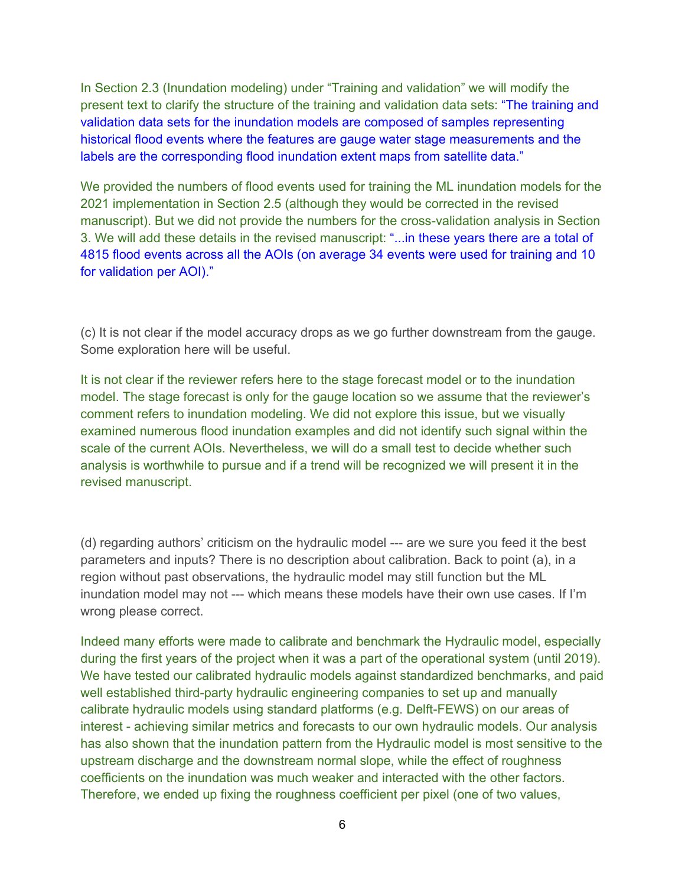In Section 2.3 (Inundation modeling) under “Training and validation” we will modify the present text to clarify the structure of the training and validation data sets: “The training and validation data sets for the inundation models are composed of samples representing historical flood events where the features are gauge water stage measurements and the labels are the corresponding flood inundation extent maps from satellite data.”

We provided the numbers of flood events used for training the ML inundation models for the 2021 implementation in Section 2.5 (although they would be corrected in the revised manuscript). But we did not provide the numbers for the cross-validation analysis in Section 3. We will add these details in the revised manuscript: “...in these years there are a total of 4815 flood events across all the AOIs (on average 34 events were used for training and 10 for validation per AOI).”

(c) It is not clear if the model accuracy drops as we go further downstream from the gauge. Some exploration here will be useful.

It is not clear if the reviewer refers here to the stage forecast model or to the inundation model. The stage forecast is only for the gauge location so we assume that the reviewer’s comment refers to inundation modeling. We did not explore this issue, but we visually examined numerous flood inundation examples and did not identify such signal within the scale of the current AOIs. Nevertheless, we will do a small test to decide whether such analysis is worthwhile to pursue and if a trend will be recognized we will present it in the revised manuscript.

(d) regarding authors’ criticism on the hydraulic model --- are we sure you feed it the best parameters and inputs? There is no description about calibration. Back to point (a), in a region without past observations, the hydraulic model may still function but the ML inundation model may not --- which means these models have their own use cases. If I’m wrong please correct.

Indeed many efforts were made to calibrate and benchmark the Hydraulic model, especially during the first years of the project when it was a part of the operational system (until 2019). We have tested our calibrated hydraulic models against standardized benchmarks, and paid well established third-party hydraulic engineering companies to set up and manually calibrate hydraulic models using standard platforms (e.g. Delft-FEWS) on our areas of interest - achieving similar metrics and forecasts to our own hydraulic models. Our analysis has also shown that the inundation pattern from the Hydraulic model is most sensitive to the upstream discharge and the downstream normal slope, while the effect of roughness coefficients on the inundation was much weaker and interacted with the other factors. Therefore, we ended up fixing the roughness coefficient per pixel (one of two values,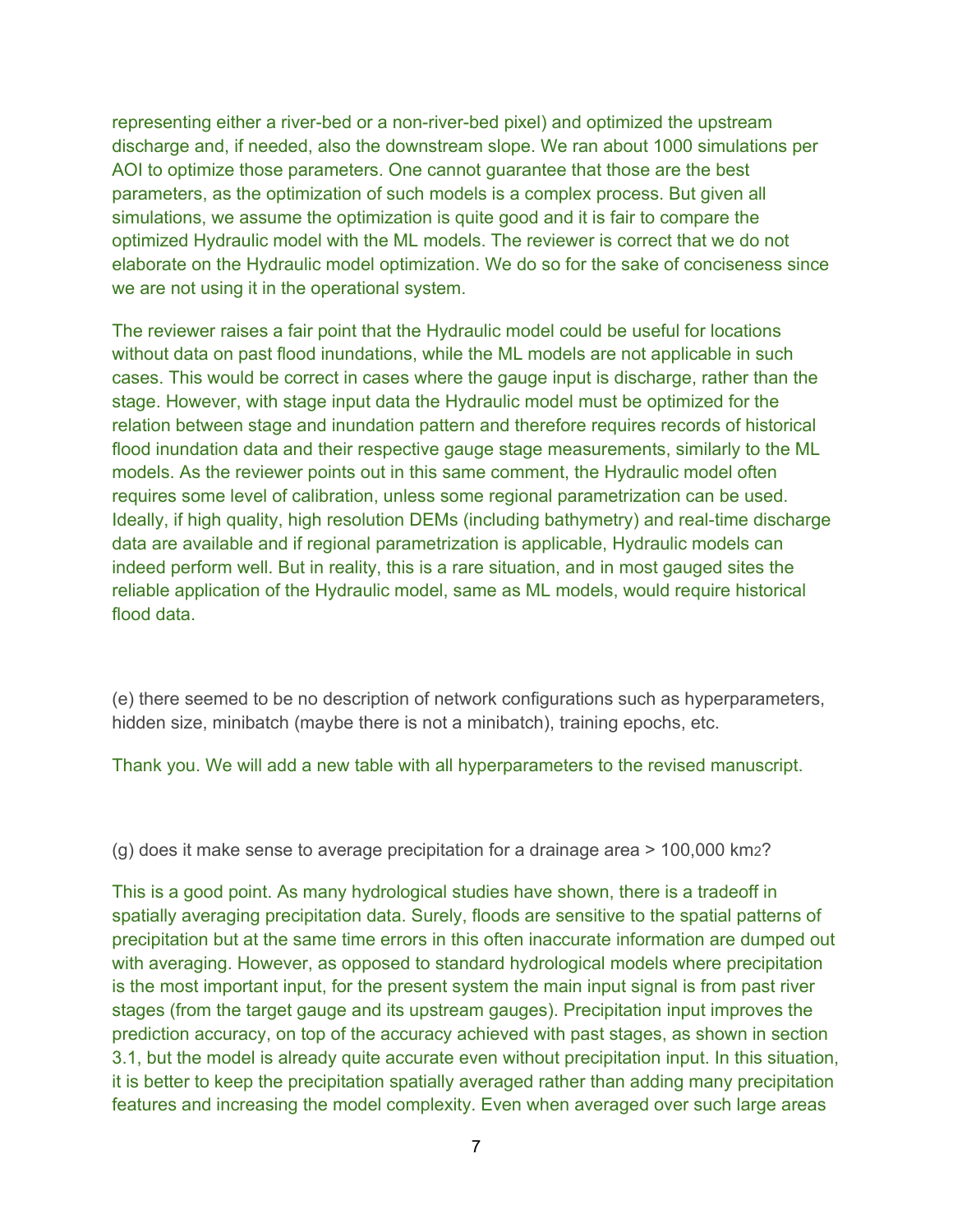representing either a river-bed or a non-river-bed pixel) and optimized the upstream discharge and, if needed, also the downstream slope. We ran about 1000 simulations per AOI to optimize those parameters. One cannot guarantee that those are the best parameters, as the optimization of such models is a complex process. But given all simulations, we assume the optimization is quite good and it is fair to compare the optimized Hydraulic model with the ML models. The reviewer is correct that we do not elaborate on the Hydraulic model optimization. We do so for the sake of conciseness since we are not using it in the operational system.

The reviewer raises a fair point that the Hydraulic model could be useful for locations without data on past flood inundations, while the ML models are not applicable in such cases. This would be correct in cases where the gauge input is discharge, rather than the stage. However, with stage input data the Hydraulic model must be optimized for the relation between stage and inundation pattern and therefore requires records of historical flood inundation data and their respective gauge stage measurements, similarly to the ML models. As the reviewer points out in this same comment, the Hydraulic model often requires some level of calibration, unless some regional parametrization can be used. Ideally, if high quality, high resolution DEMs (including bathymetry) and real-time discharge data are available and if regional parametrization is applicable, Hydraulic models can indeed perform well. But in reality, this is a rare situation, and in most gauged sites the reliable application of the Hydraulic model, same as ML models, would require historical flood data.

(e) there seemed to be no description of network configurations such as hyperparameters, hidden size, minibatch (maybe there is not a minibatch), training epochs, etc.

Thank you. We will add a new table with all hyperparameters to the revised manuscript.

(g) does it make sense to average precipitation for a drainage area > 100,000 $km^2$?

This is a good point. As many hydrological studies have shown, there is a tradeoff in spatially averaging precipitation data. Surely, floods are sensitive to the spatial patterns of precipitation but at the same time errors in this often inaccurate information are dumped out with averaging. However, as opposed to standard hydrological models where precipitation is the most important input, for the present system the main input signal is from past river stages (from the target gauge and its upstream gauges). Precipitation input improves the prediction accuracy, on top of the accuracy achieved with past stages, as shown in section 3.1, but the model is already quite accurate even without precipitation input. In this situation, it is better to keep the precipitation spatially averaged rather than adding many precipitation features and increasing the model complexity. Even when averaged over such large areas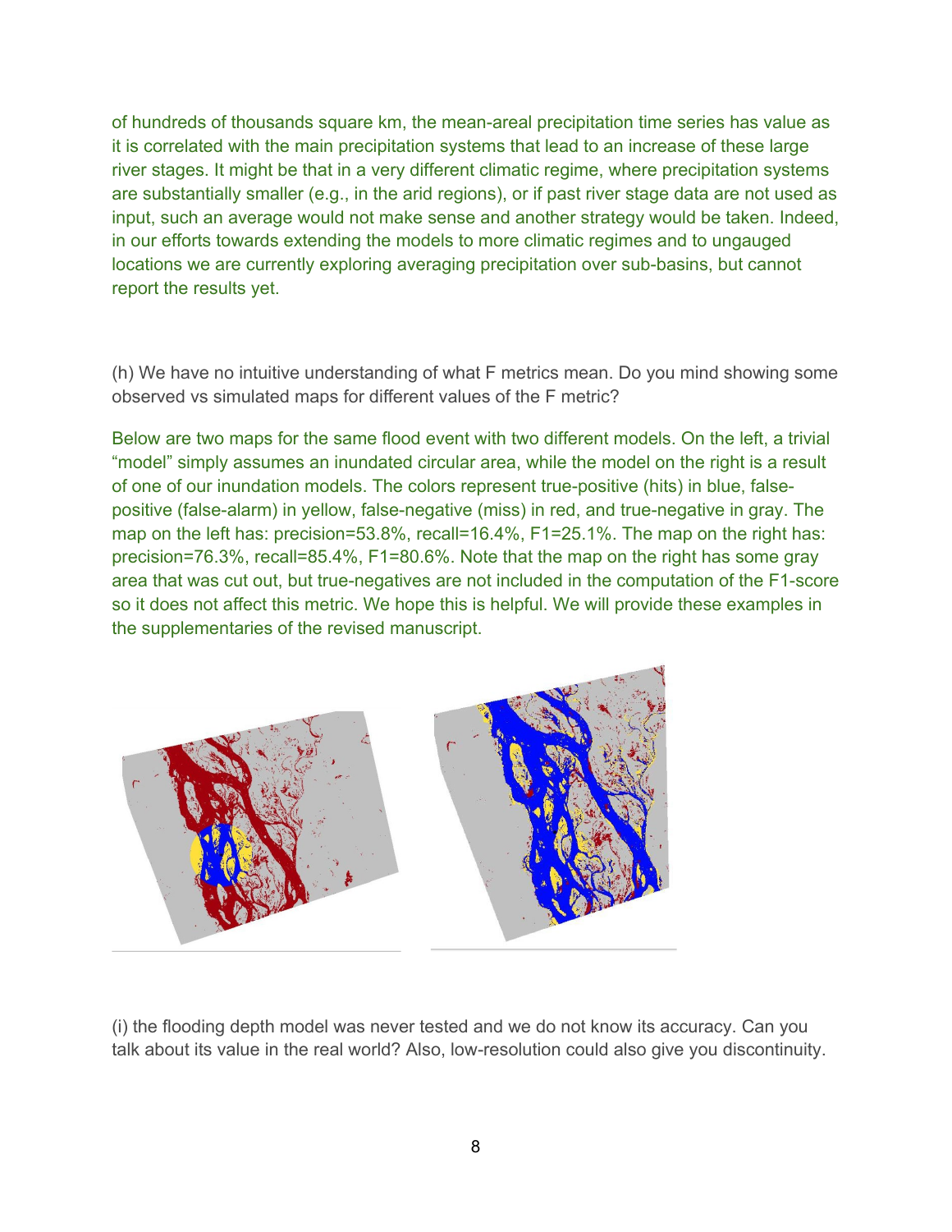of hundreds of thousands square km, the mean-areal precipitation time series has value as it is correlated with the main precipitation systems that lead to an increase of these large river stages. It might be that in a very different climatic regime, where precipitation systems are substantially smaller (e.g., in the arid regions), or if past river stage data are not used as input, such an average would not make sense and another strategy would be taken. Indeed, in our efforts towards extending the models to more climatic regimes and to ungauged locations we are currently exploring averaging precipitation over sub-basins, but cannot report the results yet.

(h) We have no intuitive understanding of what F metrics mean. Do you mind showing some observed vs simulated maps for different values of the F metric?

Below are two maps for the same flood event with two different models. On the left, a trivial "model" simply assumes an inundated circular area, while the model on the right is a result of one of our inundation models. The colors represent true-positive (hits) in blue, false-positive (false-alarm) in yellow, false-negative (miss) in red, and true-negative in gray. The map on the left has: precision=53.8%, recall=16.4%, F1=25.1%. The map on the right has: precision=76.3%, recall=85.4%, F1=80.6%. Note that the map on the right has some gray area that was cut out, but true-negatives are not included in the computation of the F1-score so it does not affect this metric. We hope this is helpful. We will provide these examples in the supplementaries of the revised manuscript.

(i) the flooding depth model was never tested and we do not know its accuracy. Can you talk about its value in the real world? Also, low-resolution could also give you discontinuity.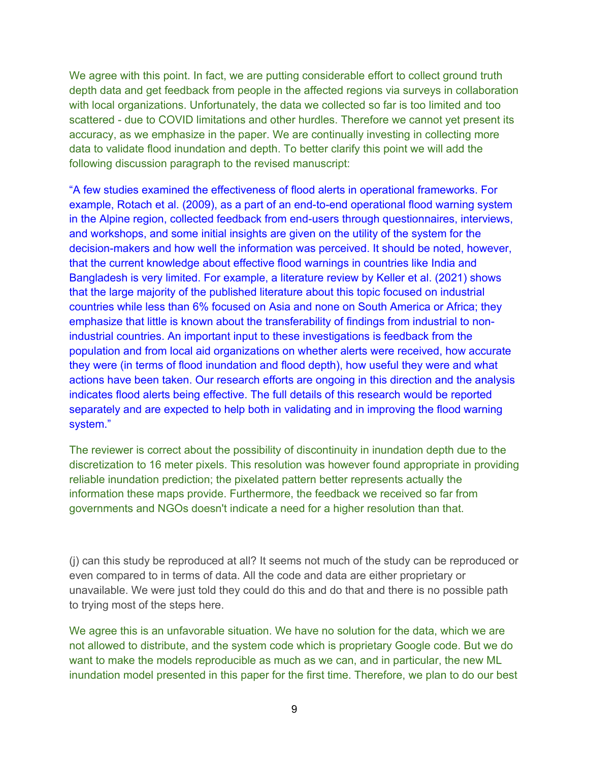We agree with this point. In fact, we are putting considerable effort to collect ground truth depth data and get feedback from people in the affected regions via surveys in collaboration with local organizations. Unfortunately, the data we collected so far is too limited and too scattered - due to COVID limitations and other hurdles. Therefore we cannot yet present its accuracy, as we emphasize in the paper. We are continually investing in collecting more data to validate flood inundation and depth. To better clarify this point we will add the following discussion paragraph to the revised manuscript:

"A few studies examined the effectiveness of flood alerts in operational frameworks. For example, Rotach et al. (2009), as a part of an end-to-end operational flood warning system in the Alpine region, collected feedback from end-users through questionnaires, interviews, and workshops, and some initial insights are given on the utility of the system for the decision-makers and how well the information was perceived. It should be noted, however, that the current knowledge about effective flood warnings in countries like India and Bangladesh is very limited. For example, a literature review by Keller et al. (2021) shows that the large majority of the published literature about this topic focused on industrial countries while less than 6% focused on Asia and none on South America or Africa; they emphasize that little is known about the transferability of findings from industrial to non-industrial countries. An important input to these investigations is feedback from the population and from local aid organizations on whether alerts were received, how accurate they were (in terms of flood inundation and flood depth), how useful they were and what actions have been taken. Our research efforts are ongoing in this direction and the analysis indicates flood alerts being effective. The full details of this research would be reported separately and are expected to help both in validating and in improving the flood warning system."

The reviewer is correct about the possibility of discontinuity in inundation depth due to the discretization to 16 meter pixels. This resolution was however found appropriate in providing reliable inundation prediction; the pixelated pattern better represents actually the information these maps provide. Furthermore, the feedback we received so far from governments and NGOs doesn't indicate a need for a higher resolution than that.

(j) can this study be reproduced at all? It seems not much of the study can be reproduced or even compared to in terms of data. All the code and data are either proprietary or unavailable. We were just told they could do this and do that and there is no possible path to trying most of the steps here.

We agree this is an unfavorable situation. We have no solution for the data, which we are not allowed to distribute, and the system code which is proprietary Google code. But we do want to make the models reproducible as much as we can, and in particular, the new ML inundation model presented in this paper for the first time. Therefore, we plan to do our best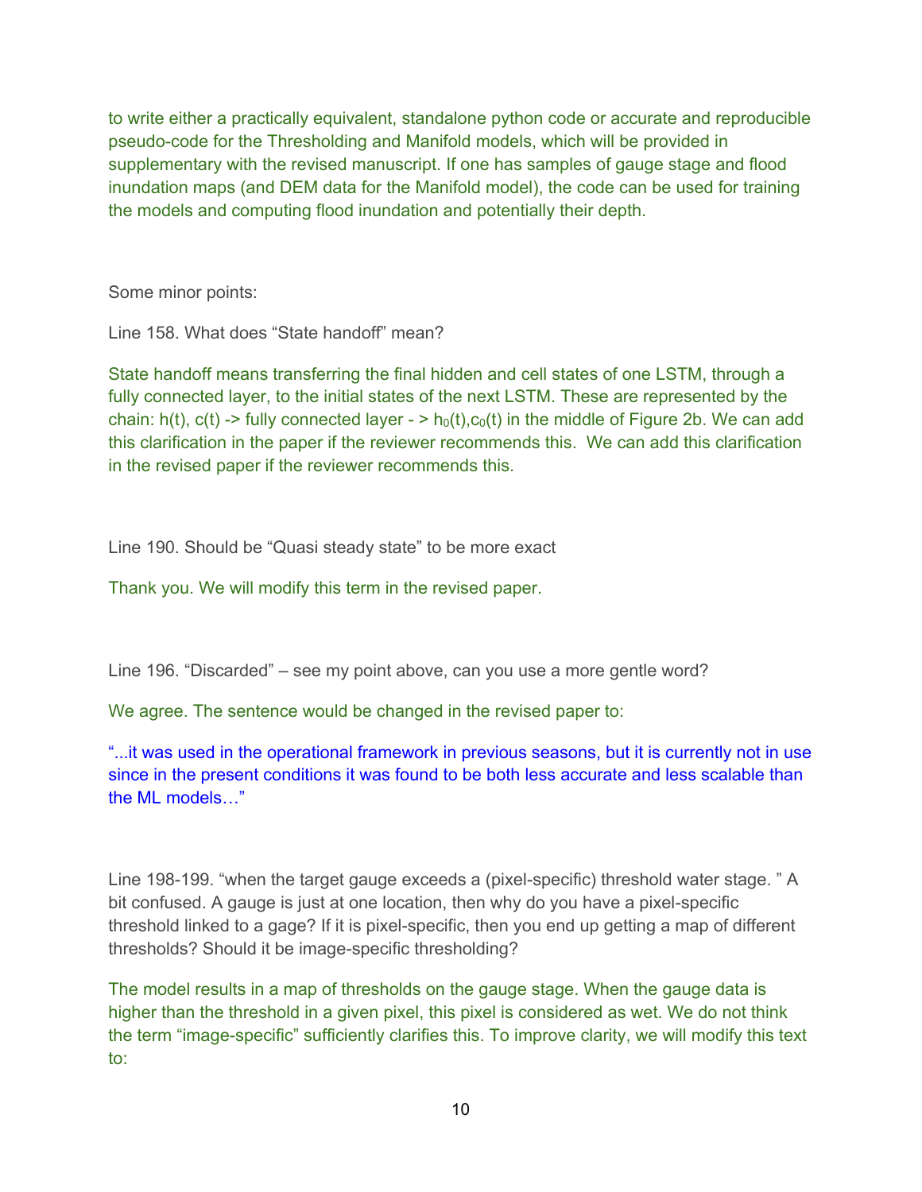to write either a practically equivalent, standalone python code or accurate and reproducible pseudo-code for the Thresholding and Manifold models, which will be provided in supplementary with the revised manuscript. If one has samples of gauge stage and flood inundation maps (and DEM data for the Manifold model), the code can be used for training the models and computing flood inundation and potentially their depth.

Some minor points:

Line 158. What does "State handoff" mean?

State handoff means transferring the final hidden and cell states of one LSTM, through a fully connected layer, to the initial states of the next LSTM. These are represented by the chain: h(t), c(t) -> fully connected layer - > $h_0(t)$,$c_0(t)$ in the middle of Figure 2b. We can add this clarification in the paper if the reviewer recommends this. We can add this clarification in the revised paper if the reviewer recommends this.

Line 190. Should be "Quasi steady state" to be more exact

Thank you. We will modify this term in the revised paper.

Line 196. "Discarded" – see my point above, can you use a more gentle word?

We agree. The sentence would be changed in the revised paper to:

"...it was used in the operational framework in previous seasons, but it is currently not in use since in the present conditions it was found to be both less accurate and less scalable than the ML models…"

Line 198-199. "when the target gauge exceeds a (pixel-specific) threshold water stage. " A bit confused. A gauge is just at one location, then why do you have a pixel-specific threshold linked to a gage? If it is pixel-specific, then you end up getting a map of different thresholds? Should it be image-specific thresholding?

The model results in a map of thresholds on the gauge stage. When the gauge data is higher than the threshold in a given pixel, this pixel is considered as wet. We do not think the term "image-specific" sufficiently clarifies this. To improve clarity, we will modify this text to: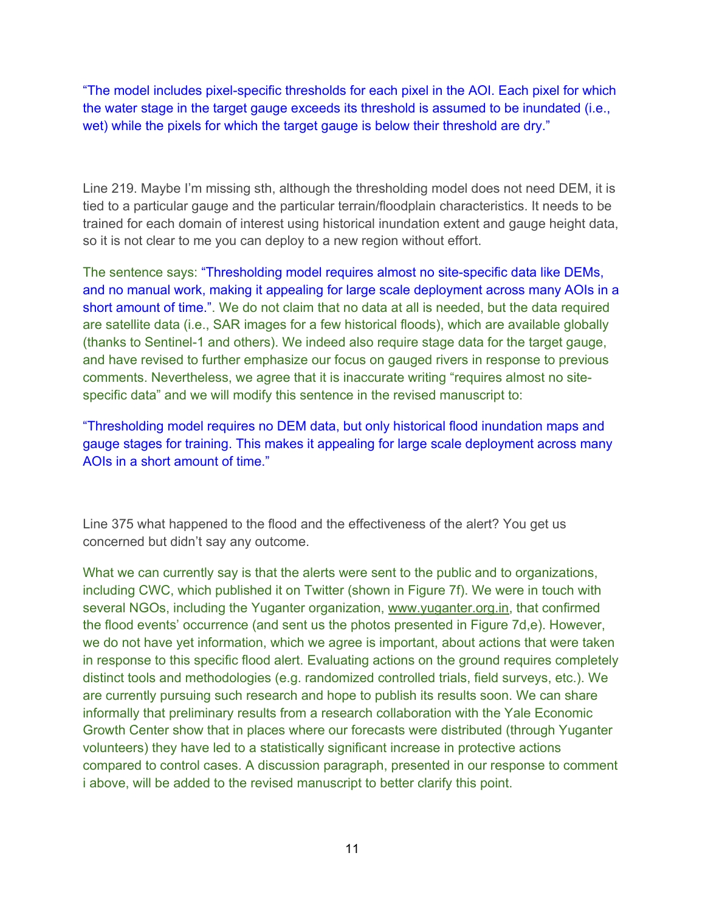"The model includes pixel-specific thresholds for each pixel in the AOI. Each pixel for which the water stage in the target gauge exceeds its threshold is assumed to be inundated (i.e., wet) while the pixels for which the target gauge is below their threshold are dry."

Line 219. Maybe I'm missing sth, although the thresholding model does not need DEM, it is tied to a particular gauge and the particular terrain/floodplain characteristics. It needs to be trained for each domain of interest using historical inundation extent and gauge height data, so it is not clear to me you can deploy to a new region without effort.

The sentence says: "Thresholding model requires almost no site-specific data like DEMs, and no manual work, making it appealing for large scale deployment across many AOIs in a short amount of time.". We do not claim that no data at all is needed, but the data required are satellite data (i.e., SAR images for a few historical floods), which are available globally (thanks to Sentinel-1 and others). We indeed also require stage data for the target gauge, and have revised to further emphasize our focus on gauged rivers in response to previous comments. Nevertheless, we agree that it is inaccurate writing "requires almost no site-specific data" and we will modify this sentence in the revised manuscript to:

"Thresholding model requires no DEM data, but only historical flood inundation maps and gauge stages for training. This makes it appealing for large scale deployment across many AOIs in a short amount of time."

Line 375 what happened to the flood and the effectiveness of the alert? You get us concerned but didn't say any outcome.

What we can currently say is that the alerts were sent to the public and to organizations, including CWC, which published it on Twitter (shown in Figure 7f). We were in touch with several NGOs, including the Yuganter organization, www.yuganter.org.in, that confirmed the flood events' occurrence (and sent us the photos presented in Figure 7d,e). However, we do not have yet information, which we agree is important, about actions that were taken in response to this specific flood alert. Evaluating actions on the ground requires completely distinct tools and methodologies (e.g. randomized controlled trials, field surveys, etc.). We are currently pursuing such research and hope to publish its results soon. We can share informally that preliminary results from a research collaboration with the Yale Economic Growth Center show that in places where our forecasts were distributed (through Yuganter volunteers) they have led to a statistically significant increase in protective actions compared to control cases. A discussion paragraph, presented in our response to comment i above, will be added to the revised manuscript to better clarify this point.